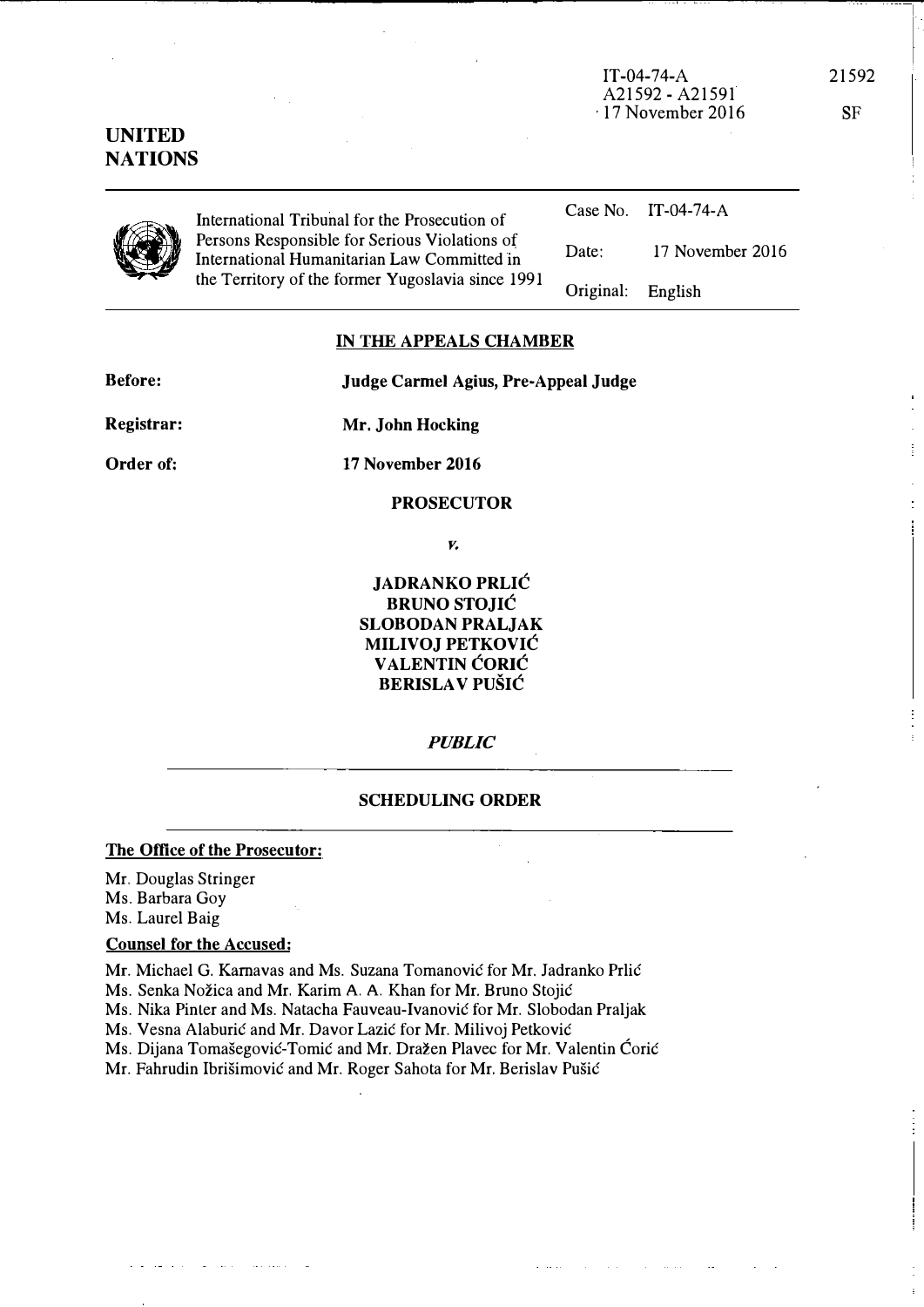IT-04-74-A
A21592 - A21591
17 November 2016

21592

SF

**UNITED NATIONS**

| International Tribunal for the Prosecution of Persons Responsible for Serious Violations of International Humanitarian Law Committed in the Territory of the former Yugoslavia since 1991 | Case No. | IT-04-74-A |
|---|---|---|
| | Date: | 17 November 2016 |
| | Original: | English |

## IN THE APPEALS CHAMBER

**Before:** **Judge Carmel Agius, Pre-Appeal Judge**

**Registrar:** **Mr. John Hocking**

**Order of:** **17 November 2016**

**PROSECUTOR**

*v.*

**JADRANKO PRLIĆ**
**BRUNO STOJIĆ**
**SLOBODAN PRALJAK**
**MILIVOJ PETKOVIĆ**
**VALENTIN ĆORIĆ**
**BERISLAV PUŠIĆ**

***PUBLIC***

**SCHEDULING ORDER**

**The Office of the Prosecutor:**

Mr. Douglas Stringer
Ms. Barbara Goy
Ms. Laurel Baig

**Counsel for the Accused:**

Mr. Michael G. Karnavas and Ms. Suzana Tomanović for Mr. Jadranko Prlić
Ms. Senka Nožica and Mr. Karim A. A. Khan for Mr. Bruno Stojić
Ms. Nika Pinter and Ms. Natacha Fauveau-Ivanović for Mr. Slobodan Praljak
Ms. Vesna Alaburić and Mr. Davor Lazić for Mr. Milivoj Petković
Ms. Dijana Tomašegović-Tomić and Mr. Dražen Plavec for Mr. Valentin Ćorić
Mr. Fahrudin Ibrišimović and Mr. Roger Sahota for Mr. Berislav Pušić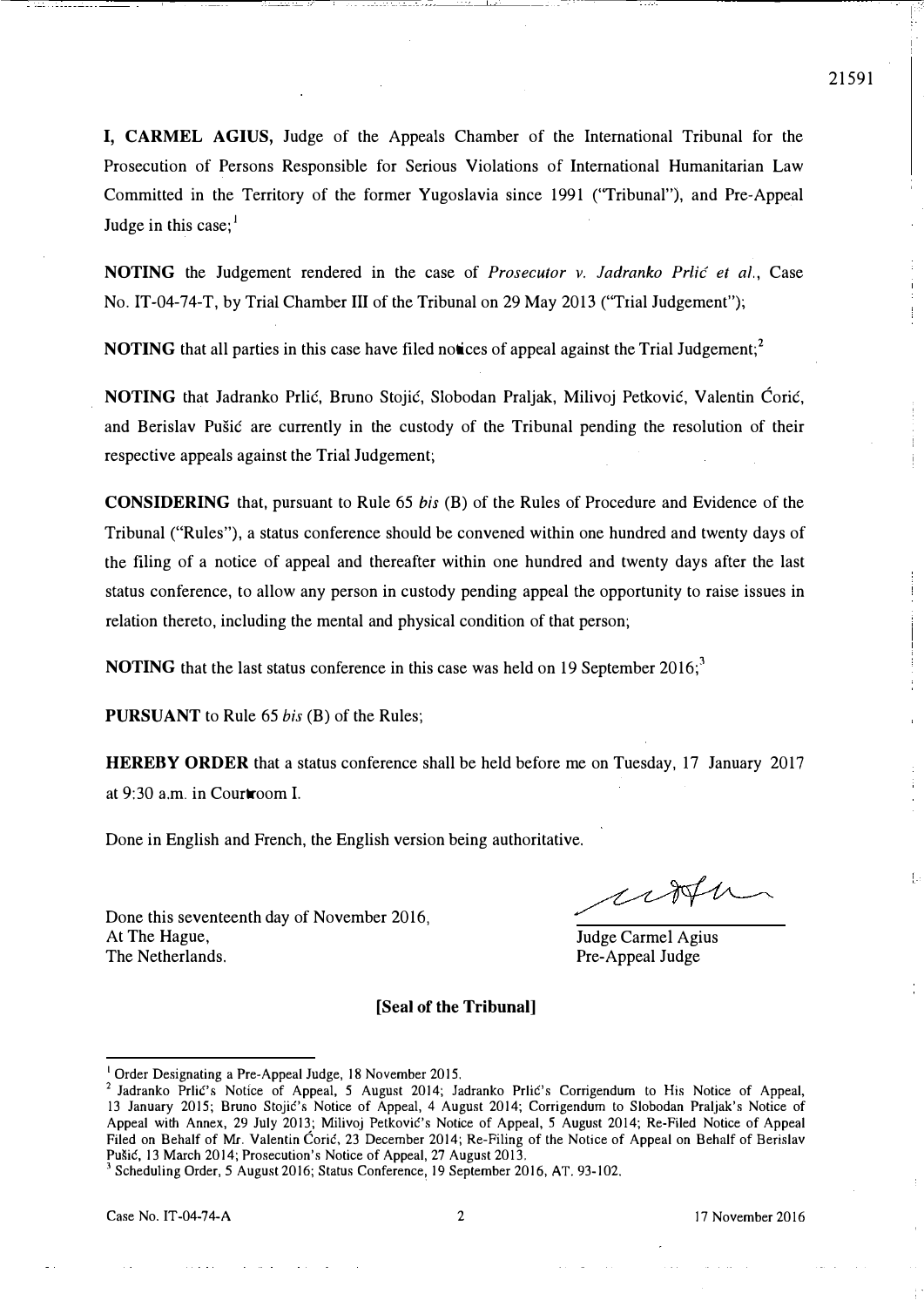**I, CARMEL AGIUS,** Judge of the Appeals Chamber of the International Tribunal for the Prosecution of Persons Responsible for Serious Violations of International Humanitarian Law Committed in the Territory of the former Yugoslavia since 1991 ("Tribunal"), and Pre-Appeal Judge in this case;[1]

**NOTING** the Judgement rendered in the case of *Prosecutor v. Jadranko Prlić et al.*, Case No. IT-04-74-T, by Trial Chamber III of the Tribunal on 29 May 2013 ("Trial Judgement");

**NOTING** that all parties in this case have filed notices of appeal against the Trial Judgement;[2]

**NOTING** that Jadranko Prlić, Bruno Stojić, Slobodan Praljak, Milivoj Petković, Valentin Ćorić, and Berislav Pušić are currently in the custody of the Tribunal pending the resolution of their respective appeals against the Trial Judgement;

**CONSIDERING** that, pursuant to Rule 65 *bis* (B) of the Rules of Procedure and Evidence of the Tribunal ("Rules"), a status conference should be convened within one hundred and twenty days of the filing of a notice of appeal and thereafter within one hundred and twenty days after the last status conference, to allow any person in custody pending appeal the opportunity to raise issues in relation thereto, including the mental and physical condition of that person;

**NOTING** that the last status conference in this case was held on 19 September 2016;[3]

**PURSUANT** to Rule 65 *bis* (B) of the Rules;

**HEREBY ORDER** that a status conference shall be held before me on Tuesday, 17 January 2017 at 9:30 a.m. in Courtroom I.

Done in English and French, the English version being authoritative.

Done this seventeenth day of November 2016,
At The Hague,
The Netherlands.

Judge Carmel Agius
Pre-Appeal Judge

**[Seal of the Tribunal]**

---

[1] Order Designating a Pre-Appeal Judge, 18 November 2015.

[2] Jadranko Prlić's Notice of Appeal, 5 August 2014; Jadranko Prlić's Corrigendum to His Notice of Appeal, 13 January 2015; Bruno Stojić's Notice of Appeal, 4 August 2014; Corrigendum to Slobodan Praljak's Notice of Appeal with Annex, 29 July 2013; Milivoj Petković's Notice of Appeal, 5 August 2014; Re-Filed Notice of Appeal Filed on Behalf of Mr. Valentin Ćorić, 23 December 2014; Re-Filing of the Notice of Appeal on Behalf of Berislav Pušić, 13 March 2014; Prosecution's Notice of Appeal, 27 August 2013.

[3] Scheduling Order, 5 August 2016; Status Conference, 19 September 2016, AT. 93-102.